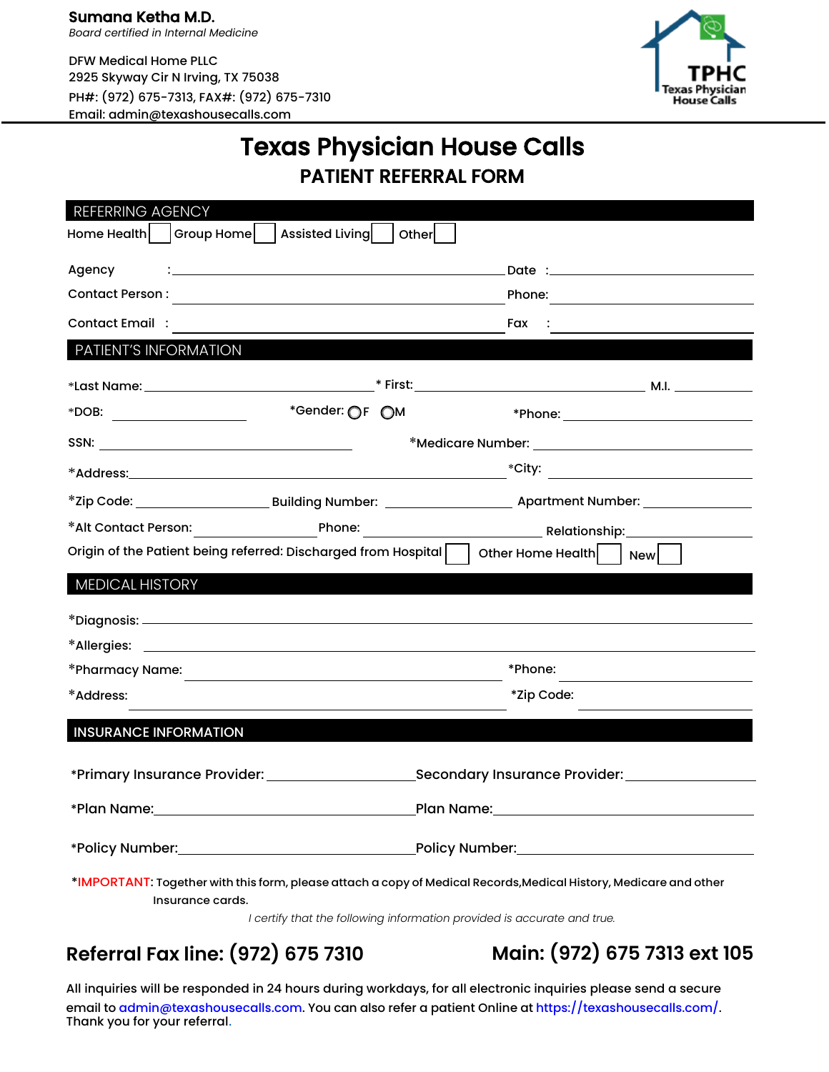**Sumana Ketha M.D.**
*Board certified in Internal Medicine*

DFW Medical Home PLLC
2925 Skyway Cir N Irving, TX 75038
PH#: (972) 675-7313, FAX#: (972) 675-7310
Email: admin@texashousecalls.com

TPHC
Texas Physician House Calls

# Texas Physician House Calls

## PATIENT REFERRAL FORM

### REFERRING AGENCY

Home Health ☐ Group Home ☐ Assisted Living ☐ Other ☐

Agency :____________________ Date :____________________

Contact Person : ____________________ Phone: ____________________

Contact Email : ____________________ Fax : ____________________

### PATIENT'S INFORMATION

*Last Name: ____________________ * First: ____________________ M.I. __________

*DOB: __________ *Gender: ◯F ◯M *Phone: ____________________

SSN: ____________________ *Medicare Number: ____________________

*Address: ____________________ *City: ____________________

*Zip Code: __________ Building Number: __________ Apartment Number: __________

*Alt Contact Person: __________ Phone: __________ Relationship: __________

Origin of the Patient being referred: Discharged from Hospital ☐ Other Home Health ☐ New ☐

### MEDICAL HISTORY

*Diagnosis: ____________________

*Allergies: ____________________

*Pharmacy Name: ____________________ *Phone: ____________________

*Address: ____________________ *Zip Code: ____________________

### INSURANCE INFORMATION

*Primary Insurance Provider: ____________________ Secondary Insurance Provider: ____________________

*Plan Name: ____________________ Plan Name: ____________________

*Policy Number: ____________________ Policy Number: ____________________

*IMPORTANT: Together with this form, please attach a copy of Medical Records,Medical History, Medicare and other Insurance cards.

*I certify that the following information provided is accurate and true.*

**Referral Fax line: (972) 675 7310** **Main: (972) 675 7313 ext 105**

All inquiries will be responded in 24 hours during workdays, for all electronic inquiries please send a secure email to admin@texashousecalls.com. You can also refer a patient Online at https://texashousecalls.com/. Thank you for your referral.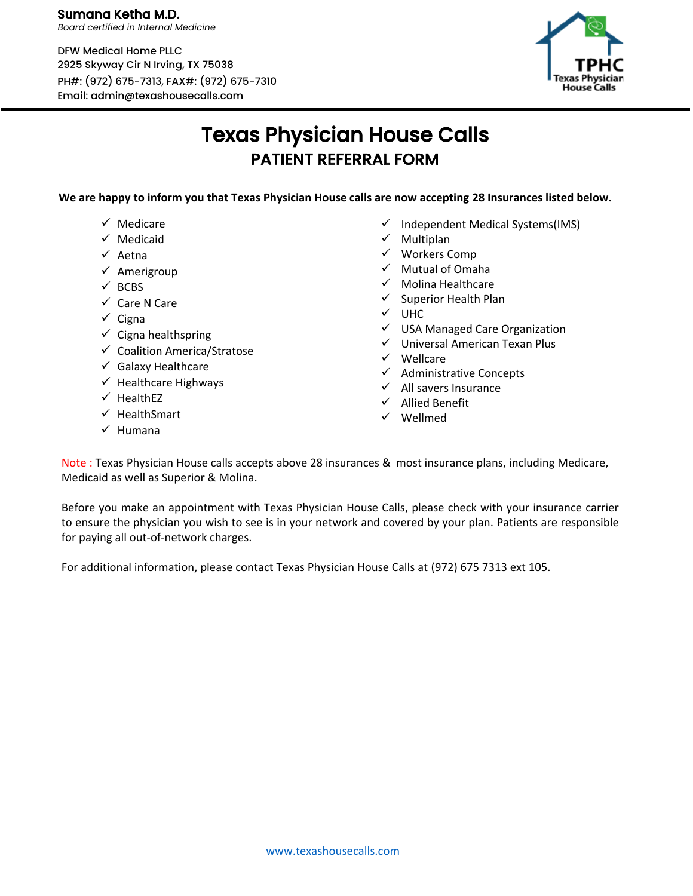**Sumana Ketha M.D.**
*Board certified in Internal Medicine*

DFW Medical Home PLLC
2925 Skyway Cir N Irving, TX 75038
PH#: (972) 675-7313, FAX#: (972) 675-7310
Email: admin@texashousecalls.com

TPHC
Texas Physician House Calls

# Texas Physician House Calls

## PATIENT REFERRAL FORM

**We are happy to inform you that Texas Physician House calls are now accepting 28 Insurances listed below.**

- ✓ Medicare
- ✓ Medicaid
- ✓ Aetna
- ✓ Amerigroup
- ✓ BCBS
- ✓ Care N Care
- ✓ Cigna
- ✓ Cigna healthspring
- ✓ Coalition America/Stratose
- ✓ Galaxy Healthcare
- ✓ Healthcare Highways
- ✓ HealthEZ
- ✓ HealthSmart
- ✓ Humana
- ✓ Independent Medical Systems(IMS)
- ✓ Multiplan
- ✓ Workers Comp
- ✓ Mutual of Omaha
- ✓ Molina Healthcare
- ✓ Superior Health Plan
- ✓ UHC
- ✓ USA Managed Care Organization
- ✓ Universal American Texan Plus
- ✓ Wellcare
- ✓ Administrative Concepts
- ✓ All savers Insurance
- ✓ Allied Benefit
- ✓ Wellmed

Note : Texas Physician House calls accepts above 28 insurances & most insurance plans, including Medicare, Medicaid as well as Superior & Molina.

Before you make an appointment with Texas Physician House Calls, please check with your insurance carrier to ensure the physician you wish to see is in your network and covered by your plan. Patients are responsible for paying all out-of-network charges.

For additional information, please contact Texas Physician House Calls at (972) 675 7313 ext 105.

www.texashousecalls.com